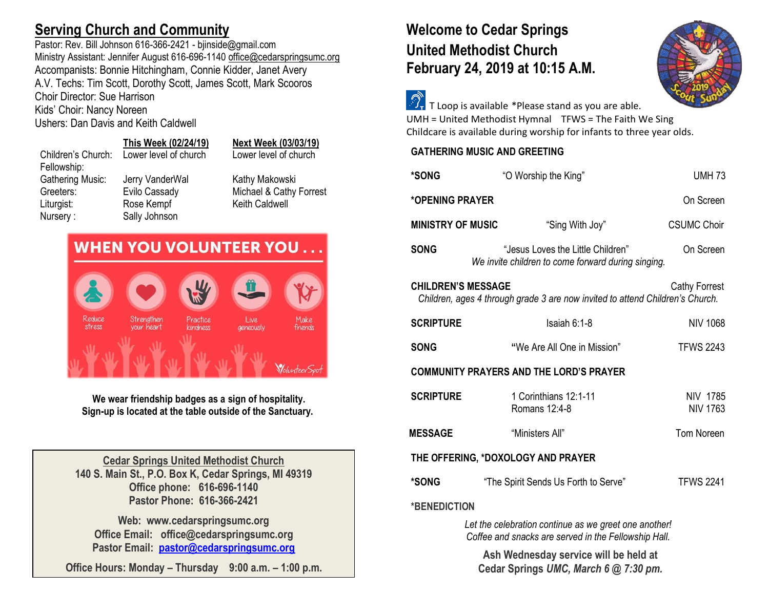## Serving Church and Community

Pastor: Rev. Bill Johnson 616-366-2421 - bjinside@gmail.com
Ministry Assistant: Jennifer August 616-696-1140 office@cedarspringsumc.org
Accompanists: Bonnie Hitchingham, Connie Kidder, Janet Avery
A.V. Techs: Tim Scott, Dorothy Scott, James Scott, Mark Scooros
Choir Director: Sue Harrison
Kids' Choir: Nancy Noreen
Ushers: Dan Davis and Keith Caldwell

| | This Week (02/24/19) | Next Week (03/03/19) |
|---|---|---|
| Children's Church: | Lower level of church | Lower level of church |
| Fellowship: | | |
| Gathering Music: | Jerry VanderWal | Kathy Makowski |
| Greeters: | Evilo Cassady | Michael & Cathy Forrest |
| Liturgist: | Rose Kempf | Keith Caldwell |
| Nursery : | Sally Johnson | |

WHEN YOU VOLUNTEER YOU . . .

Reduce stress · Strengthen your heart · Practice kindness · Live generously · Make friends

VolunteerSpot

**We wear friendship badges as a sign of hospitality.**
**Sign-up is located at the table outside of the Sanctuary.**

**Cedar Springs United Methodist Church**
**140 S. Main St., P.O. Box K, Cedar Springs, MI 49319**
**Office phone: 616-696-1140**
**Pastor Phone: 616-366-2421**

**Web: www.cedarspringsumc.org**
**Office Email: office@cedarspringsumc.org**
**Pastor Email: pastor@cedarspringsumc.org**

**Office Hours: Monday – Thursday 9:00 a.m. – 1:00 p.m.**

# Welcome to Cedar Springs United Methodist Church February 24, 2019 at 10:15 A.M.

2019 Scout Sunday

T Loop is available *Please stand as you are able.
UMH = United Methodist Hymnal TFWS = The Faith We Sing
Childcare is available during worship for infants to three year olds.

**GATHERING MUSIC AND GREETING**

| | | |
|---|---|---|
| ***SONG** | "O Worship the King" | UMH 73 |
| ***OPENING PRAYER** | | On Screen |
| **MINISTRY OF MUSIC** | "Sing With Joy" | CSUMC Choir |
| **SONG** | "Jesus Loves the Little Children" | On Screen |

*We invite children to come forward during singing.*

**CHILDREN'S MESSAGE** — Cathy Forrest

*Children, ages 4 through grade 3 are now invited to attend Children's Church.*

| | | |
|---|---|---|
| **SCRIPTURE** | Isaiah 6:1-8 | NIV 1068 |
| **SONG** | "We Are All One in Mission" | TFWS 2243 |

**COMMUNITY PRAYERS AND THE LORD'S PRAYER**

| | | |
|---|---|---|
| **SCRIPTURE** | 1 Corinthians 12:1-11 | NIV 1785 |
| | Romans 12:4-8 | NIV 1763 |
| **MESSAGE** | "Ministers All" | Tom Noreen |

**THE OFFERING, *DOXOLOGY AND PRAYER**

| | | |
|---|---|---|
| ***SONG** | "The Spirit Sends Us Forth to Serve" | TFWS 2241 |

***BENEDICTION**

*Let the celebration continue as we greet one another!*
*Coffee and snacks are served in the Fellowship Hall.*

**Ash Wednesday service will be held at Cedar Springs *UMC, March 6 @ 7:30 pm.***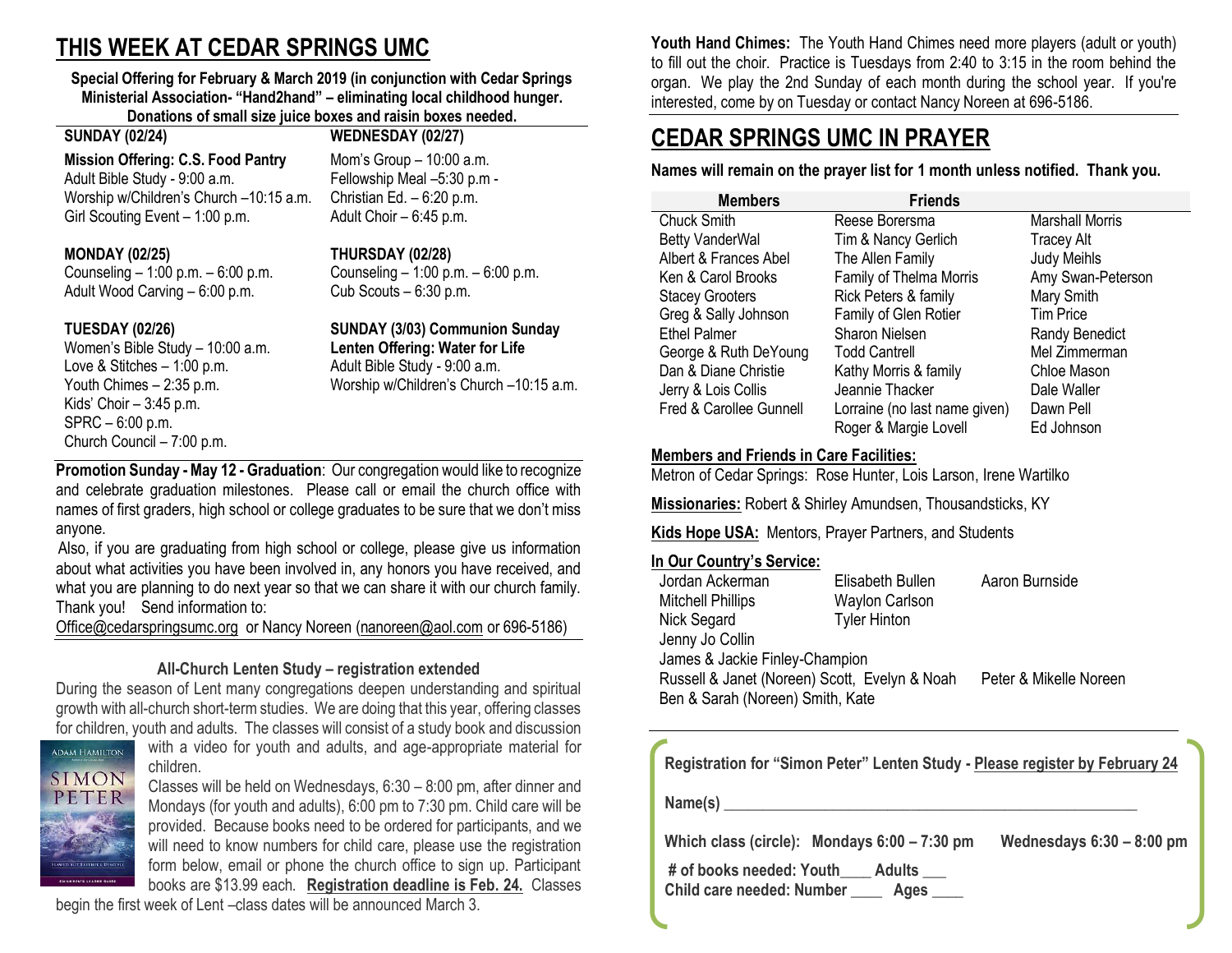# THIS WEEK AT CEDAR SPRINGS UMC

**Special Offering for February & March 2019 (in conjunction with Cedar Springs Ministerial Association- "Hand2hand" – eliminating local childhood hunger. Donations of small size juice boxes and raisin boxes needed.**

**SUNDAY (02/24)**

**Mission Offering: C.S. Food Pantry**
Adult Bible Study - 9:00 a.m.
Worship w/Children's Church –10:15 a.m.
Girl Scouting Event – 1:00 p.m.

**MONDAY (02/25)**
Counseling – 1:00 p.m. – 6:00 p.m.
Adult Wood Carving – 6:00 p.m.

**TUESDAY (02/26)**
Women's Bible Study – 10:00 a.m.
Love & Stitches – 1:00 p.m.
Youth Chimes – 2:35 p.m.
Kids' Choir – 3:45 p.m.
SPRC – 6:00 p.m.
Church Council – 7:00 p.m.

**WEDNESDAY (02/27)**
Mom's Group – 10:00 a.m.
Fellowship Meal –5:30 p.m -
Christian Ed. – 6:20 p.m.
Adult Choir – 6:45 p.m.

**THURSDAY (02/28)**
Counseling – 1:00 p.m. – 6:00 p.m.
Cub Scouts – 6:30 p.m.

**SUNDAY (3/03) Communion Sunday**
**Lenten Offering: Water for Life**
Adult Bible Study - 9:00 a.m.
Worship w/Children's Church –10:15 a.m.

**Promotion Sunday - May 12 - Graduation**: Our congregation would like to recognize and celebrate graduation milestones. Please call or email the church office with names of first graders, high school or college graduates to be sure that we don't miss anyone.

Also, if you are graduating from high school or college, please give us information about what activities you have been involved in, any honors you have received, and what you are planning to do next year so that we can share it with our church family. Thank you! Send information to:
Office@cedarspringsumc.org or Nancy Noreen (nanoreen@aol.com or 696-5186)

### All-Church Lenten Study – registration extended

During the season of Lent many congregations deepen understanding and spiritual growth with all-church short-term studies. We are doing that this year, offering classes for children, youth and adults. The classes will consist of a study book and discussion with a video for youth and adults, and age-appropriate material for children.

Classes will be held on Wednesdays, 6:30 – 8:00 pm, after dinner and Mondays (for youth and adults), 6:00 pm to 7:30 pm. Child care will be provided. Because books need to be ordered for participants, and we will need to know numbers for child care, please use the registration form below, email or phone the church office to sign up. Participant books are $13.99 each. **Registration deadline is Feb. 24.** Classes begin the first week of Lent –class dates will be announced March 3.

**Youth Hand Chimes:** The Youth Hand Chimes need more players (adult or youth) to fill out the choir. Practice is Tuesdays from 2:40 to 3:15 in the room behind the organ. We play the 2nd Sunday of each month during the school year. If you're interested, come by on Tuesday or contact Nancy Noreen at 696-5186.

# CEDAR SPRINGS UMC IN PRAYER

**Names will remain on the prayer list for 1 month unless notified. Thank you.**

| Members | Friends | |
|---|---|---|
| Chuck Smith | Reese Borersma | Marshall Morris |
| Betty VanderWal | Tim & Nancy Gerlich | Tracey Alt |
| Albert & Frances Abel | The Allen Family | Judy Meihls |
| Ken & Carol Brooks | Family of Thelma Morris | Amy Swan-Peterson |
| Stacey Grooters | Rick Peters & family | Mary Smith |
| Greg & Sally Johnson | Family of Glen Rotier | Tim Price |
| Ethel Palmer | Sharon Nielsen | Randy Benedict |
| George & Ruth DeYoung | Todd Cantrell | Mel Zimmerman |
| Dan & Diane Christie | Kathy Morris & family | Chloe Mason |
| Jerry & Lois Collis | Jeannie Thacker | Dale Waller |
| Fred & Carollee Gunnell | Lorraine (no last name given) | Dawn Pell |
| | Roger & Margie Lovell | Ed Johnson |

**Members and Friends in Care Facilities:**
Metron of Cedar Springs: Rose Hunter, Lois Larson, Irene Wartilko

**Missionaries:** Robert & Shirley Amundsen, Thousandsticks, KY

**Kids Hope USA:** Mentors, Prayer Partners, and Students

**In Our Country's Service:**

| | | |
|---|---|---|
| Jordan Ackerman | Elisabeth Bullen | Aaron Burnside |
| Mitchell Phillips | Waylon Carlson | |
| Nick Segard | Tyler Hinton | |
| Jenny Jo Collin | | |
| James & Jackie Finley-Champion | | |
| Russell & Janet (Noreen) Scott, Evelyn & Noah | | Peter & Mikelle Noreen |
| Ben & Sarah (Noreen) Smith, Kate | | |

**Registration for "Simon Peter" Lenten Study - Please register by February 24**

**Name(s)** ______________________________________________

**Which class (circle): Mondays 6:00 – 7:30 pm Wednesdays 6:30 – 8:00 pm**

**# of books needed: Youth____ Adults ___**
**Child care needed: Number ____ Ages ____**